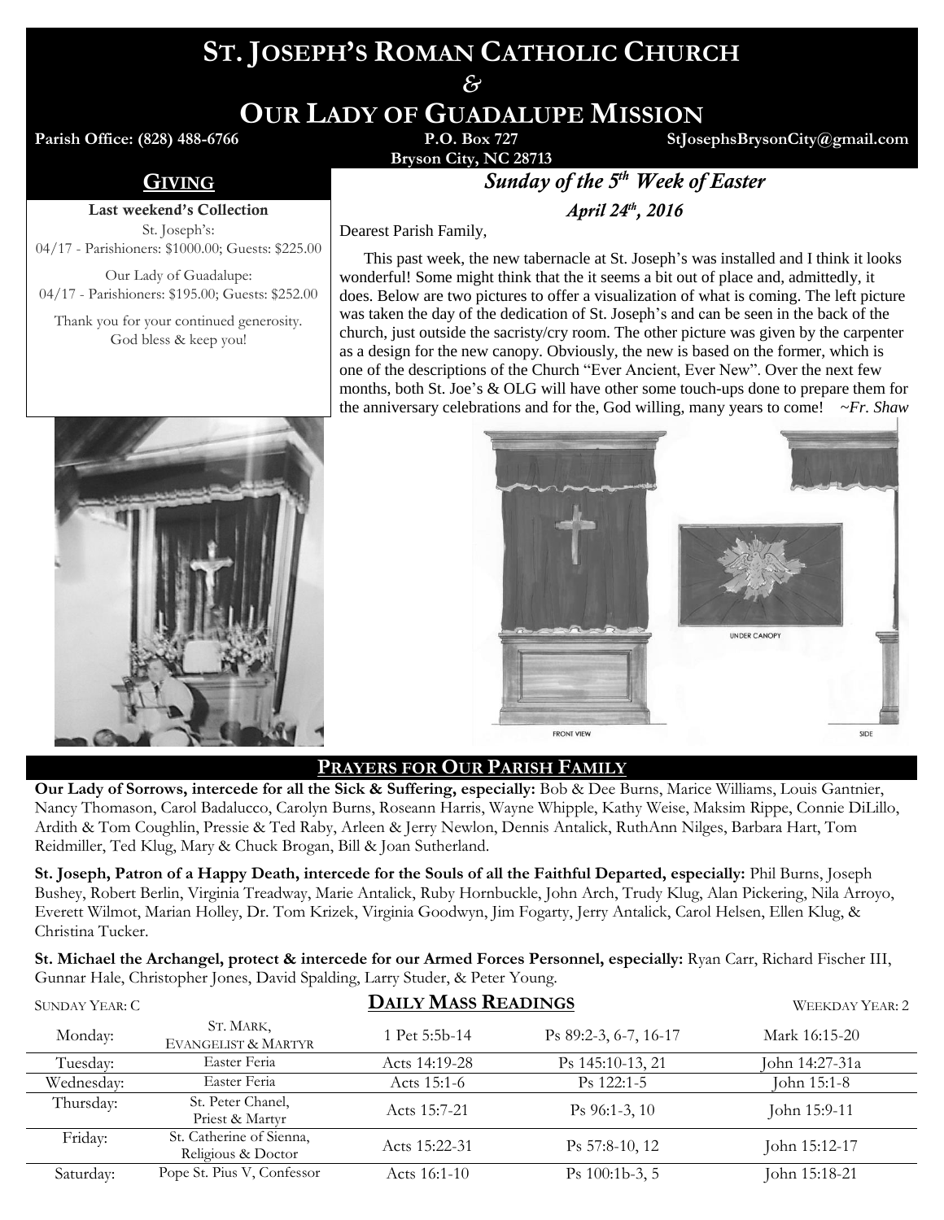# ST. JOSEPH'S ROMAN CATHOLIC CHURCH
## &
# OUR LADY OF GUADALUPE MISSION

**Parish Office: (828) 488-6766** **P.O. Box 727** **StJosephsBrysonCity@gmail.com**
**Bryson City, NC 28713**

## GIVING

**Last weekend's Collection**

St. Joseph's:
04/17 - Parishioners: $1000.00; Guests: $225.00

Our Lady of Guadalupe:
04/17 - Parishioners: $195.00; Guests: $252.00

Thank you for your continued generosity. God bless & keep you!

## *Sunday of the 5th Week of Easter*

***April 24th, 2016***

Dearest Parish Family,

This past week, the new tabernacle at St. Joseph's was installed and I think it looks wonderful! Some might think that the it seems a bit out of place and, admittedly, it does. Below are two pictures to offer a visualization of what is coming. The left picture was taken the day of the dedication of St. Joseph's and can be seen in the back of the church, just outside the sacristy/cry room. The other picture was given by the carpenter as a design for the new canopy. Obviously, the new is based on the former, which is one of the descriptions of the Church "Ever Ancient, Ever New". Over the next few months, both St. Joe's & OLG will have other some touch-ups done to prepare them for the anniversary celebrations and for the, God willing, many years to come! *~Fr. Shaw*

## PRAYERS FOR OUR PARISH FAMILY

**Our Lady of Sorrows, intercede for all the Sick & Suffering, especially:** Bob & Dee Burns, Marice Williams, Louis Gantnier, Nancy Thomason, Carol Badalucco, Carolyn Burns, Roseann Harris, Wayne Whipple, Kathy Weise, Maksim Rippe, Connie DiLillo, Ardith & Tom Coughlin, Pressie & Ted Raby, Arleen & Jerry Newlon, Dennis Antalick, RuthAnn Nilges, Barbara Hart, Tom Reidmiller, Ted Klug, Mary & Chuck Brogan, Bill & Joan Sutherland.

**St. Joseph, Patron of a Happy Death, intercede for the Souls of all the Faithful Departed, especially:** Phil Burns, Joseph Bushey, Robert Berlin, Virginia Treadway, Marie Antalick, Ruby Hornbuckle, John Arch, Trudy Klug, Alan Pickering, Nila Arroyo, Everett Wilmot, Marian Holley, Dr. Tom Krizek, Virginia Goodwyn, Jim Fogarty, Jerry Antalick, Carol Helsen, Ellen Klug, & Christina Tucker.

**St. Michael the Archangel, protect & intercede for our Armed Forces Personnel, especially:** Ryan Carr, Richard Fischer III, Gunnar Hale, Christopher Jones, David Spalding, Larry Studer, & Peter Young.

## DAILY MASS READINGS

SUNDAY YEAR: C — WEEKDAY YEAR: 2

| | | | | |
|---|---|---|---|---|
| Monday: | St. Mark, Evangelist & Martyr | 1 Pet 5:5b-14 | Ps 89:2-3, 6-7, 16-17 | Mark 16:15-20 |
| Tuesday: | Easter Feria | Acts 14:19-28 | Ps 145:10-13, 21 | John 14:27-31a |
| Wednesday: | Easter Feria | Acts 15:1-6 | Ps 122:1-5 | John 15:1-8 |
| Thursday: | St. Peter Chanel, Priest & Martyr | Acts 15:7-21 | Ps 96:1-3, 10 | John 15:9-11 |
| Friday: | St. Catherine of Sienna, Religious & Doctor | Acts 15:22-31 | Ps 57:8-10, 12 | John 15:12-17 |
| Saturday: | Pope St. Pius V, Confessor | Acts 16:1-10 | Ps 100:1b-3, 5 | John 15:18-21 |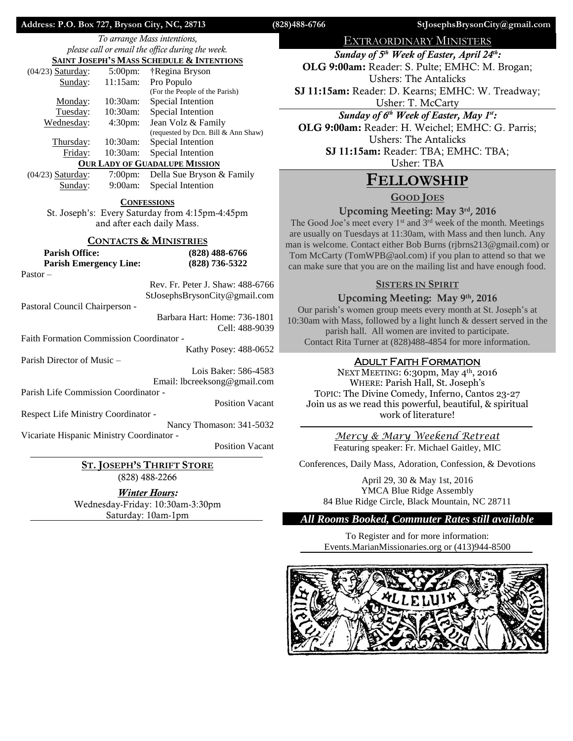Address: P.O. Box 727, Bryson City, NC, 28713 (828)488-6766 StJosephsBrysonCity@gmail.com

*To arrange Mass intentions, please call or email the office during the week.*

**SAINT JOSEPH'S MASS SCHEDULE & INTENTIONS**

| | | |
|---|---|---|
| (04/23) Saturday: | 5:00pm: | †Regina Bryson |
| Sunday: | 11:15am: | Pro Populo (For the People of the Parish) |
| Monday: | 10:30am: | Special Intention |
| Tuesday: | 10:30am: | Special Intention |
| Wednesday: | 4:30pm: | Jean Volz & Family (requested by Dcn. Bill & Ann Shaw) |
| Thursday: | 10:30am: | Special Intention |
| Friday: | 10:30am: | Special Intention |

**OUR LADY OF GUADALUPE MISSION**

| | | |
|---|---|---|
| (04/23) Saturday: | 7:00pm: | Della Sue Bryson & Family |
| Sunday: | 9:00am: | Special Intention |

**CONFESSIONS**

St. Joseph's: Every Saturday from 4:15pm-4:45pm and after each daily Mass.

## CONTACTS & MINISTRIES

**Parish Office:** (828) 488-6766
**Parish Emergency Line:** (828) 736-5322

Pastor – Rev. Fr. Peter J. Shaw: 488-6766, StJosephsBrysonCity@gmail.com

Pastoral Council Chairperson - Barbara Hart: Home: 736-1801, Cell: 488-9039

Faith Formation Commission Coordinator - Kathy Posey: 488-0652

Parish Director of Music – Lois Baker: 586-4583, Email: lbcreeksong@gmail.com

Parish Life Commission Coordinator - Position Vacant

Respect Life Ministry Coordinator - Nancy Thomason: 341-5032

Vicariate Hispanic Ministry Coordinator - Position Vacant

**ST. JOSEPH'S THRIFT STORE**

(828) 488-2266

***Winter Hours:***

Wednesday-Friday: 10:30am-3:30pm
Saturday: 10am-1pm

## EXTRAORDINARY MINISTERS

***Sunday of 5th Week of Easter, April 24th:***

**OLG 9:00am:** Reader: S. Pulte; EMHC: M. Brogan; Ushers: The Antalicks

**SJ 11:15am:** Reader: D. Kearns; EMHC: W. Treadway; Usher: T. McCarty

***Sunday of 6th Week of Easter, May 1st:***

**OLG 9:00am:** Reader: H. Weichel; EMHC: G. Parris; Ushers: The Antalicks

**SJ 11:15am:** Reader: TBA; EMHC: TBA; Usher: TBA

# FELLOWSHIP

### GOOD JOES

**Upcoming Meeting: May 3rd, 2016**

The Good Joe's meet every 1st and 3rd week of the month. Meetings are usually on Tuesdays at 11:30am, with Mass and then lunch. Any man is welcome. Contact either Bob Burns (rjbrns213@gmail.com) or Tom McCarty (TomWPB@aol.com) if you plan to attend so that we can make sure that you are on the mailing list and have enough food.

### SISTERS IN SPIRIT

**Upcoming Meeting: May 9th, 2016**

Our parish's women group meets every month at St. Joseph's at 10:30am with Mass, followed by a light lunch & dessert served in the parish hall. All women are invited to participate. Contact Rita Turner at (828)488-4854 for more information.

## ADULT FAITH FORMATION

NEXT MEETING: 6:30pm, May 4th, 2016
WHERE: Parish Hall, St. Joseph's
TOPIC: The Divine Comedy, Inferno, Cantos 23-27
Join us as we read this powerful, beautiful, & spiritual work of literature!

***Mercy & Mary Weekend Retreat***

Featuring speaker: Fr. Michael Gaitley, MIC

Conferences, Daily Mass, Adoration, Confession, & Devotions

April 29, 30 & May 1st, 2016
YMCA Blue Ridge Assembly
84 Blue Ridge Circle, Black Mountain, NC 28711

***All Rooms Booked, Commuter Rates still available***

To Register and for more information:
Events.MarianMissionaries.org or (413)944-8500